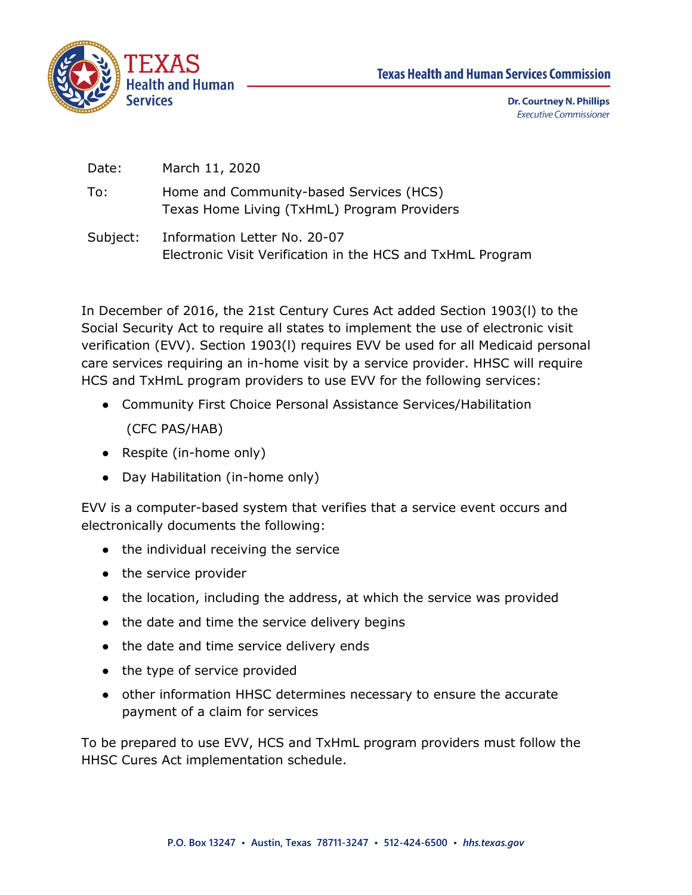**TEXAS Health and Human Services**

**Texas Health and Human Services Commission**

**Dr. Courtney N. Phillips**
*Executive Commissioner*

Date: March 11, 2020

To: Home and Community-based Services (HCS)
Texas Home Living (TxHmL) Program Providers

Subject: Information Letter No. 20-07
Electronic Visit Verification in the HCS and TxHmL Program

In December of 2016, the 21st Century Cures Act added Section 1903(l) to the Social Security Act to require all states to implement the use of electronic visit verification (EVV). Section 1903(l) requires EVV be used for all Medicaid personal care services requiring an in-home visit by a service provider. HHSC will require HCS and TxHmL program providers to use EVV for the following services:

- Community First Choice Personal Assistance Services/Habilitation (CFC PAS/HAB)
- Respite (in-home only)
- Day Habilitation (in-home only)

EVV is a computer-based system that verifies that a service event occurs and electronically documents the following:

- the individual receiving the service
- the service provider
- the location, including the address, at which the service was provided
- the date and time the service delivery begins
- the date and time service delivery ends
- the type of service provided
- other information HHSC determines necessary to ensure the accurate payment of a claim for services

To be prepared to use EVV, HCS and TxHmL program providers must follow the HHSC Cures Act implementation schedule.

P.O. Box 13247 • Austin, Texas 78711-3247 • 512-424-6500 • *hhs.texas.gov*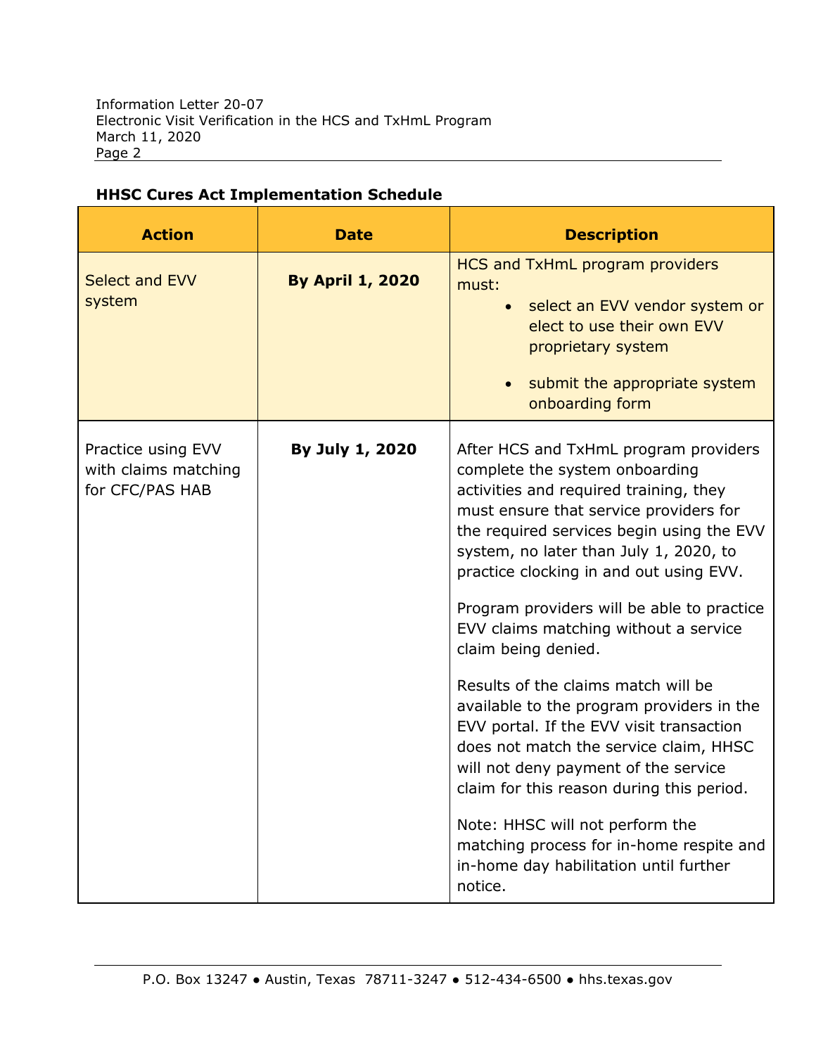**HHSC Cures Act Implementation Schedule**

| Action | Date | Description |
|---|---|---|
| Select and EVV system | **By April 1, 2020** | HCS and TxHmL program providers must:<br>• select an EVV vendor system or elect to use their own EVV proprietary system<br>• submit the appropriate system onboarding form |
| Practice using EVV with claims matching for CFC/PAS HAB | **By July 1, 2020** | After HCS and TxHmL program providers complete the system onboarding activities and required training, they must ensure that service providers for the required services begin using the EVV system, no later than July 1, 2020, to practice clocking in and out using EVV.<br><br>Program providers will be able to practice EVV claims matching without a service claim being denied.<br><br>Results of the claims match will be available to the program providers in the EVV portal. If the EVV visit transaction does not match the service claim, HHSC will not deny payment of the service claim for this reason during this period.<br><br>Note: HHSC will not perform the matching process for in-home respite and in-home day habilitation until further notice. |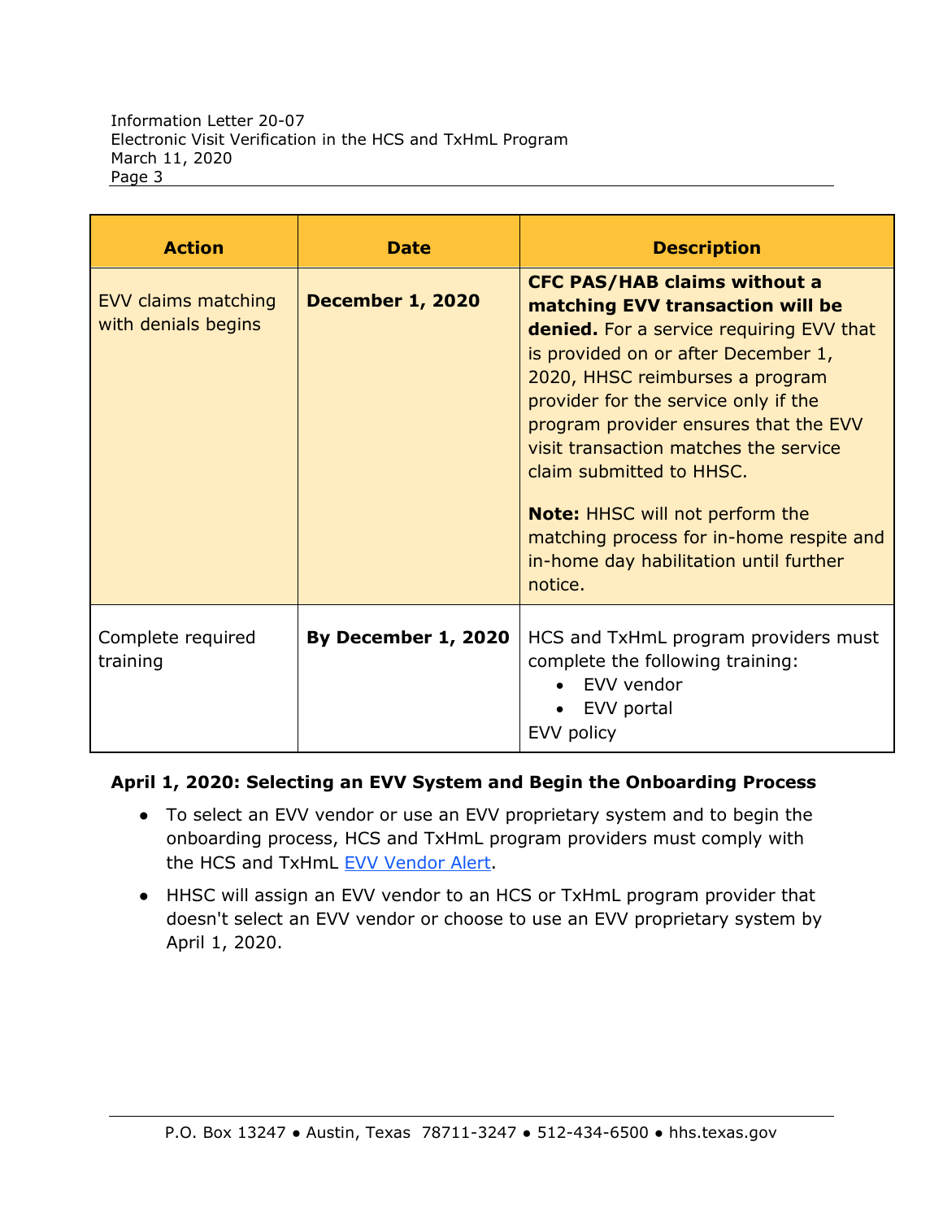| Action | Date | Description |
| --- | --- | --- |
| EVV claims matching with denials begins | **December 1, 2020** | **CFC PAS/HAB claims without a matching EVV transaction will be denied.** For a service requiring EVV that is provided on or after December 1, 2020, HHSC reimburses a program provider for the service only if the program provider ensures that the EVV visit transaction matches the service claim submitted to HHSC.<br><br>**Note:** HHSC will not perform the matching process for in-home respite and in-home day habilitation until further notice. |
| Complete required training | **By December 1, 2020** | HCS and TxHmL program providers must complete the following training:<br>• EVV vendor<br>• EVV portal<br>EVV policy |

**April 1, 2020: Selecting an EVV System and Begin the Onboarding Process**

- To select an EVV vendor or use an EVV proprietary system and to begin the onboarding process, HCS and TxHmL program providers must comply with the HCS and TxHmL EVV Vendor Alert.
- HHSC will assign an EVV vendor to an HCS or TxHmL program provider that doesn't select an EVV vendor or choose to use an EVV proprietary system by April 1, 2020.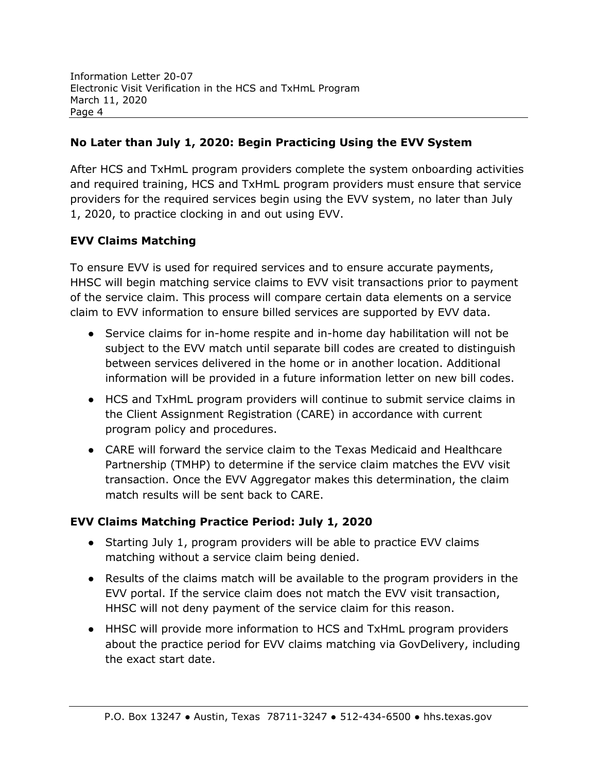### No Later than July 1, 2020: Begin Practicing Using the EVV System

After HCS and TxHmL program providers complete the system onboarding activities and required training, HCS and TxHmL program providers must ensure that service providers for the required services begin using the EVV system, no later than July 1, 2020, to practice clocking in and out using EVV.

### EVV Claims Matching

To ensure EVV is used for required services and to ensure accurate payments, HHSC will begin matching service claims to EVV visit transactions prior to payment of the service claim. This process will compare certain data elements on a service claim to EVV information to ensure billed services are supported by EVV data.

- Service claims for in-home respite and in-home day habilitation will not be subject to the EVV match until separate bill codes are created to distinguish between services delivered in the home or in another location. Additional information will be provided in a future information letter on new bill codes.
- HCS and TxHmL program providers will continue to submit service claims in the Client Assignment Registration (CARE) in accordance with current program policy and procedures.
- CARE will forward the service claim to the Texas Medicaid and Healthcare Partnership (TMHP) to determine if the service claim matches the EVV visit transaction. Once the EVV Aggregator makes this determination, the claim match results will be sent back to CARE.

### EVV Claims Matching Practice Period: July 1, 2020

- Starting July 1, program providers will be able to practice EVV claims matching without a service claim being denied.
- Results of the claims match will be available to the program providers in the EVV portal. If the service claim does not match the EVV visit transaction, HHSC will not deny payment of the service claim for this reason.
- HHSC will provide more information to HCS and TxHmL program providers about the practice period for EVV claims matching via GovDelivery, including the exact start date.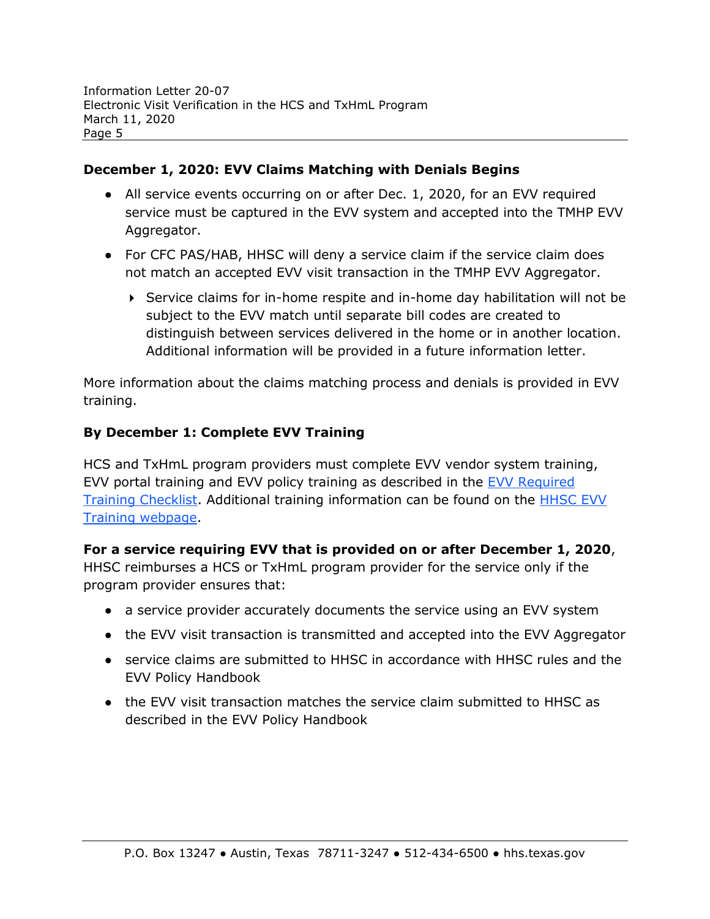**December 1, 2020: EVV Claims Matching with Denials Begins**

- All service events occurring on or after Dec. 1, 2020, for an EVV required service must be captured in the EVV system and accepted into the TMHP EVV Aggregator.
- For CFC PAS/HAB, HHSC will deny a service claim if the service claim does not match an accepted EVV visit transaction in the TMHP EVV Aggregator.
  - Service claims for in-home respite and in-home day habilitation will not be subject to the EVV match until separate bill codes are created to distinguish between services delivered in the home or in another location. Additional information will be provided in a future information letter.

More information about the claims matching process and denials is provided in EVV training.

**By December 1: Complete EVV Training**

HCS and TxHmL program providers must complete EVV vendor system training, EVV portal training and EVV policy training as described in the EVV Required Training Checklist. Additional training information can be found on the HHSC EVV Training webpage.

**For a service requiring EVV that is provided on or after December 1, 2020**, HHSC reimburses a HCS or TxHmL program provider for the service only if the program provider ensures that:

- a service provider accurately documents the service using an EVV system
- the EVV visit transaction is transmitted and accepted into the EVV Aggregator
- service claims are submitted to HHSC in accordance with HHSC rules and the EVV Policy Handbook
- the EVV visit transaction matches the service claim submitted to HHSC as described in the EVV Policy Handbook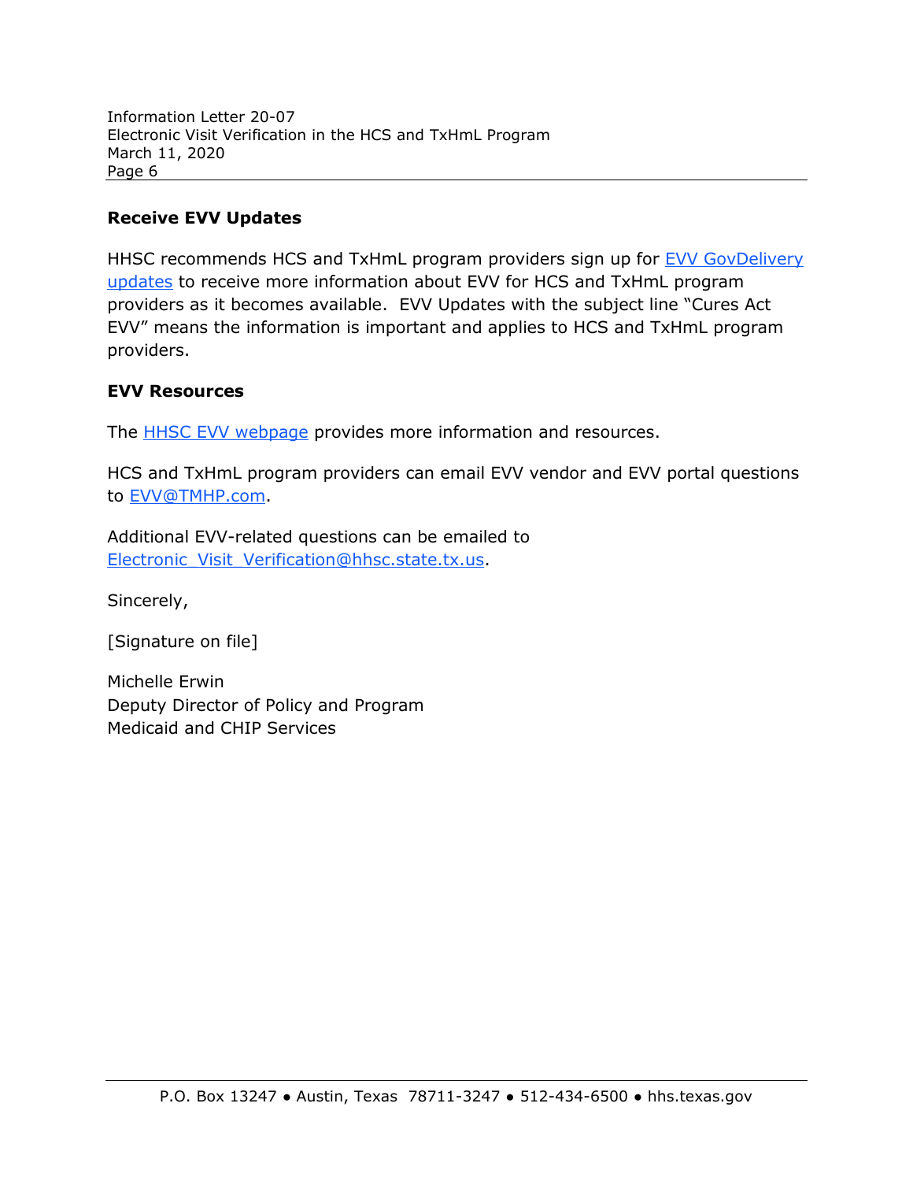### Receive EVV Updates

HHSC recommends HCS and TxHmL program providers sign up for EVV GovDelivery updates to receive more information about EVV for HCS and TxHmL program providers as it becomes available. EVV Updates with the subject line "Cures Act EVV" means the information is important and applies to HCS and TxHmL program providers.

### EVV Resources

The HHSC EVV webpage provides more information and resources.

HCS and TxHmL program providers can email EVV vendor and EVV portal questions to EVV@TMHP.com.

Additional EVV-related questions can be emailed to Electronic_Visit_Verification@hhsc.state.tx.us.

Sincerely,

[Signature on file]

Michelle Erwin
Deputy Director of Policy and Program
Medicaid and CHIP Services